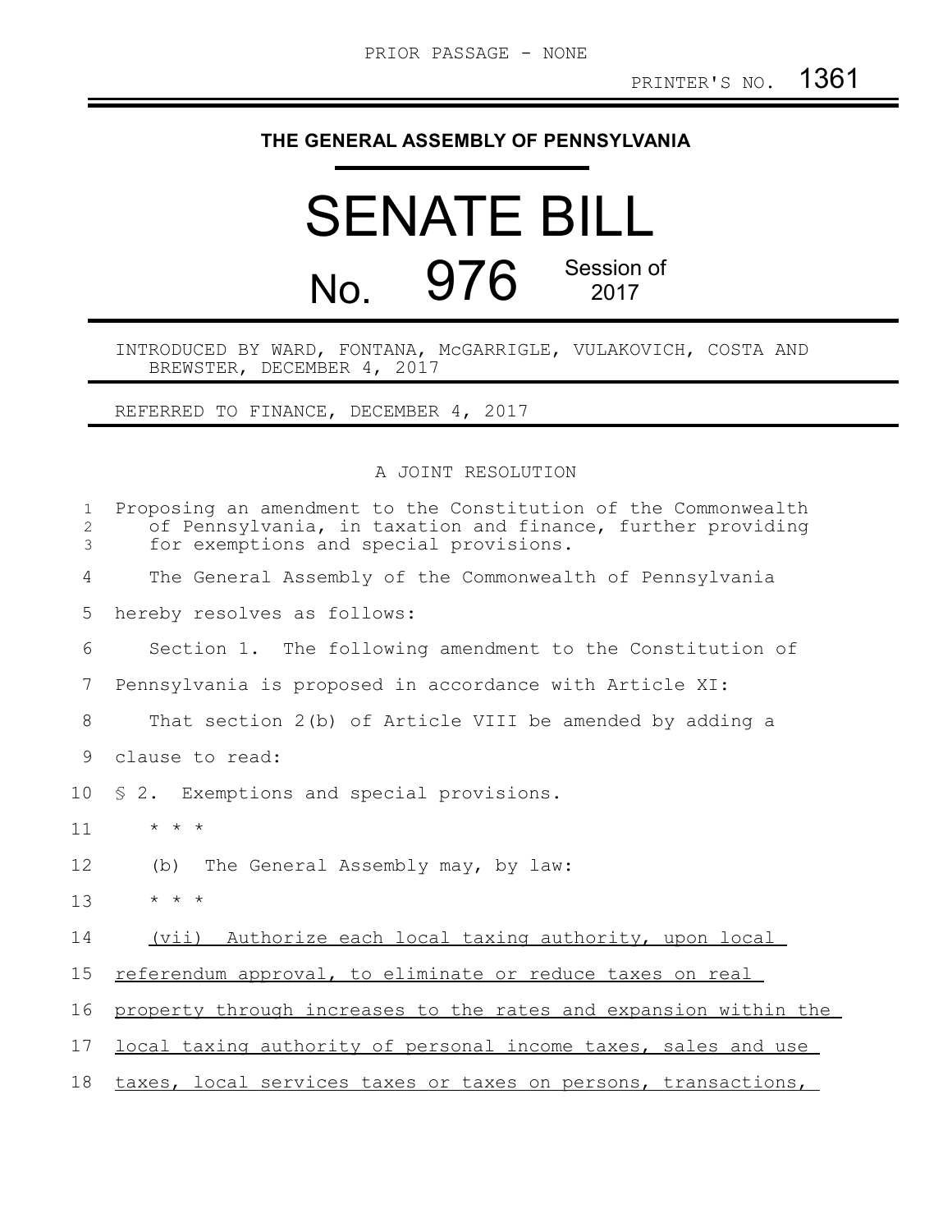PRIOR PASSAGE - NONE

PRINTER'S NO. 1361

## THE GENERAL ASSEMBLY OF PENNSYLVANIA

# SENATE BILL

# No. 976 Session of 2017

INTRODUCED BY WARD, FONTANA, McGARRIGLE, VULAKOVICH, COSTA AND BREWSTER, DECEMBER 4, 2017

REFERRED TO FINANCE, DECEMBER 4, 2017

A JOINT RESOLUTION

Proposing an amendment to the Constitution of the Commonwealth of Pennsylvania, in taxation and finance, further providing for exemptions and special provisions.

The General Assembly of the Commonwealth of Pennsylvania hereby resolves as follows:

Section 1. The following amendment to the Constitution of Pennsylvania is proposed in accordance with Article XI:

That section 2(b) of Article VIII be amended by adding a clause to read:

§ 2. Exemptions and special provisions.

\* \* \*

(b) The General Assembly may, by law:

\* \* \*

<u>(vii) Authorize each local taxing authority, upon local referendum approval, to eliminate or reduce taxes on real property through increases to the rates and expansion within the local taxing authority of personal income taxes, sales and use taxes, local services taxes or taxes on persons, transactions,</u>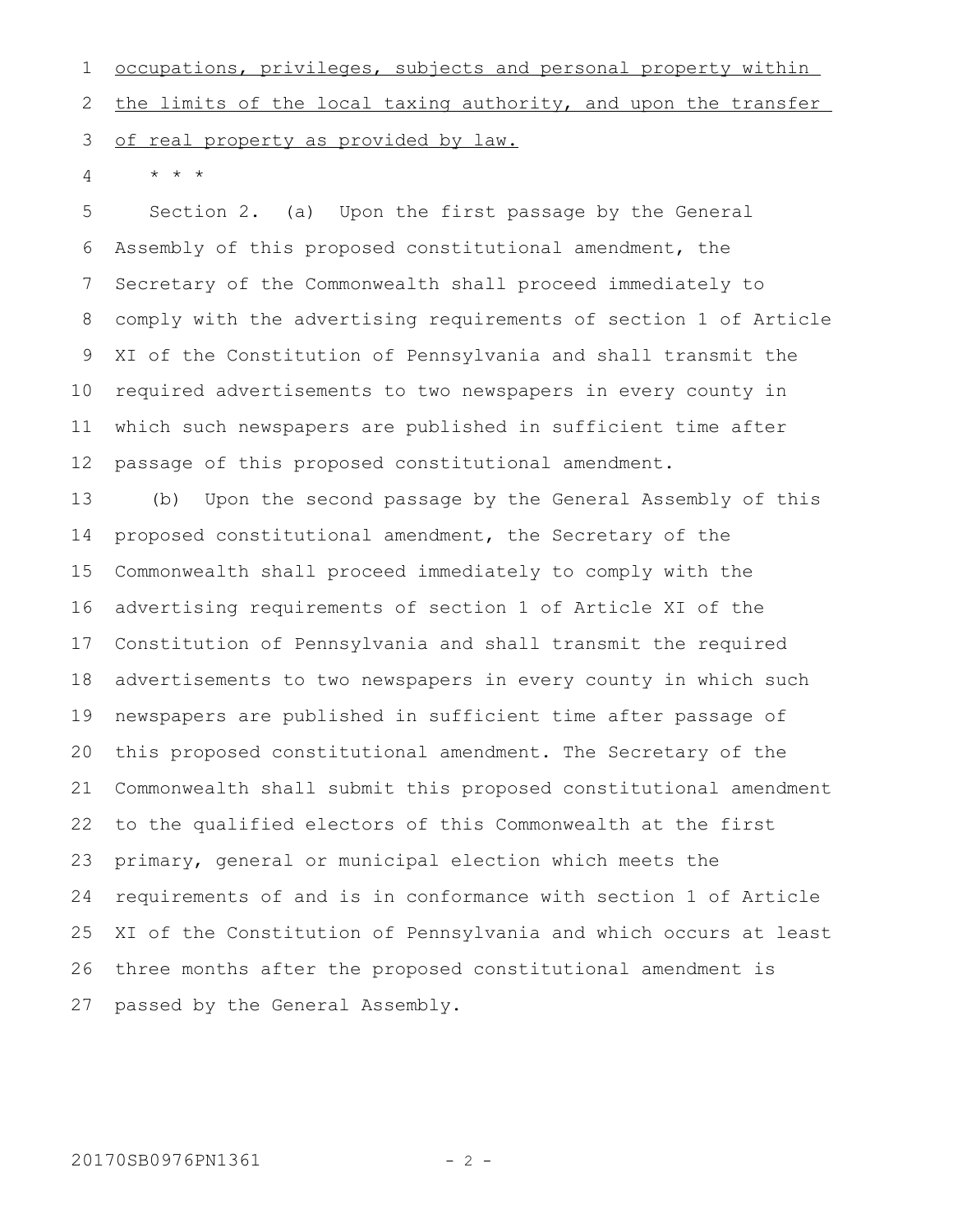<u>occupations, privileges, subjects and personal property within the limits of the local taxing authority, and upon the transfer of real property as provided by law.</u>

* * *

Section 2. (a) Upon the first passage by the General Assembly of this proposed constitutional amendment, the Secretary of the Commonwealth shall proceed immediately to comply with the advertising requirements of section 1 of Article XI of the Constitution of Pennsylvania and shall transmit the required advertisements to two newspapers in every county in which such newspapers are published in sufficient time after passage of this proposed constitutional amendment.

(b) Upon the second passage by the General Assembly of this proposed constitutional amendment, the Secretary of the Commonwealth shall proceed immediately to comply with the advertising requirements of section 1 of Article XI of the Constitution of Pennsylvania and shall transmit the required advertisements to two newspapers in every county in which such newspapers are published in sufficient time after passage of this proposed constitutional amendment. The Secretary of the Commonwealth shall submit this proposed constitutional amendment to the qualified electors of this Commonwealth at the first primary, general or municipal election which meets the requirements of and is in conformance with section 1 of Article XI of the Constitution of Pennsylvania and which occurs at least three months after the proposed constitutional amendment is passed by the General Assembly.

20170SB0976PN1361